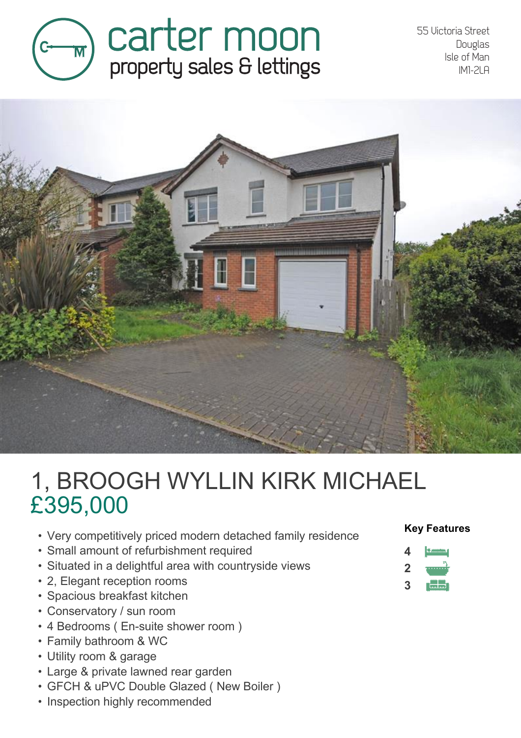carter moon
property sales & lettings

55 Victoria Street
Douglas
Isle of Man
IM1-2LA

# 1, BROOGH WYLLIN KIRK MICHAEL

## £395,000

- Very competitively priced modern detached family residence
- Small amount of refurbishment required
- Situated in a delightful area with countryside views
- 2, Elegant reception rooms
- Spacious breakfast kitchen
- Conservatory / sun room
- 4 Bedrooms ( En-suite shower room )
- Family bathroom & WC
- Utility room & garage
- Large & private lawned rear garden
- GFCH & uPVC Double Glazed ( New Boiler )
- Inspection highly recommended

**Key Features**

4
2
3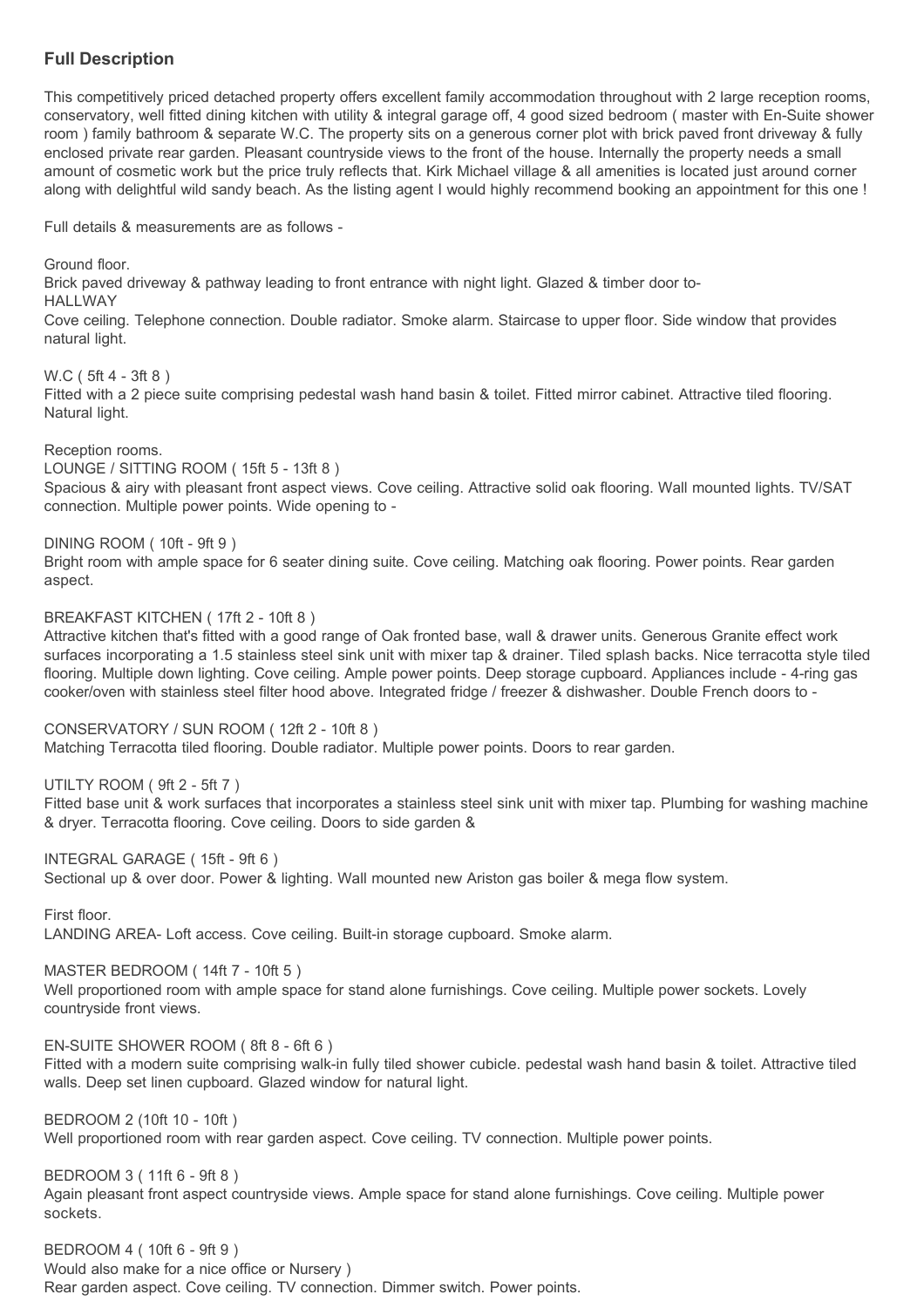## Full Description

This competitively priced detached property offers excellent family accommodation throughout with 2 large reception rooms, conservatory, well fitted dining kitchen with utility & integral garage off, 4 good sized bedroom ( master with En-Suite shower room ) family bathroom & separate W.C. The property sits on a generous corner plot with brick paved front driveway & fully enclosed private rear garden. Pleasant countryside views to the front of the house. Internally the property needs a small amount of cosmetic work but the price truly reflects that. Kirk Michael village & all amenities is located just around corner along with delightful wild sandy beach. As the listing agent I would highly recommend booking an appointment for this one !

Full details & measurements are as follows -

Ground floor.
Brick paved driveway & pathway leading to front entrance with night light. Glazed & timber door to-
HALLWAY
Cove ceiling. Telephone connection. Double radiator. Smoke alarm. Staircase to upper floor. Side window that provides natural light.

W.C ( 5ft 4 - 3ft 8 )
Fitted with a 2 piece suite comprising pedestal wash hand basin & toilet. Fitted mirror cabinet. Attractive tiled flooring. Natural light.

Reception rooms.
LOUNGE / SITTING ROOM ( 15ft 5 - 13ft 8 )
Spacious & airy with pleasant front aspect views. Cove ceiling. Attractive solid oak flooring. Wall mounted lights. TV/SAT connection. Multiple power points. Wide opening to -

DINING ROOM ( 10ft - 9ft 9 )
Bright room with ample space for 6 seater dining suite. Cove ceiling. Matching oak flooring. Power points. Rear garden aspect.

BREAKFAST KITCHEN ( 17ft 2 - 10ft 8 )
Attractive kitchen that's fitted with a good range of Oak fronted base, wall & drawer units. Generous Granite effect work surfaces incorporating a 1.5 stainless steel sink unit with mixer tap & drainer. Tiled splash backs. Nice terracotta style tiled flooring. Multiple down lighting. Cove ceiling. Ample power points. Deep storage cupboard. Appliances include - 4-ring gas cooker/oven with stainless steel filter hood above. Integrated fridge / freezer & dishwasher. Double French doors to -

CONSERVATORY / SUN ROOM ( 12ft 2 - 10ft 8 )
Matching Terracotta tiled flooring. Double radiator. Multiple power points. Doors to rear garden.

UTILTY ROOM ( 9ft 2 - 5ft 7 )
Fitted base unit & work surfaces that incorporates a stainless steel sink unit with mixer tap. Plumbing for washing machine & dryer. Terracotta flooring. Cove ceiling. Doors to side garden &

INTEGRAL GARAGE ( 15ft - 9ft 6 )
Sectional up & over door. Power & lighting. Wall mounted new Ariston gas boiler & mega flow system.

First floor.
LANDING AREA- Loft access. Cove ceiling. Built-in storage cupboard. Smoke alarm.

MASTER BEDROOM ( 14ft 7 - 10ft 5 )
Well proportioned room with ample space for stand alone furnishings. Cove ceiling. Multiple power sockets. Lovely countryside front views.

EN-SUITE SHOWER ROOM ( 8ft 8 - 6ft 6 )
Fitted with a modern suite comprising walk-in fully tiled shower cubicle. pedestal wash hand basin & toilet. Attractive tiled walls. Deep set linen cupboard. Glazed window for natural light.

BEDROOM 2 (10ft 10 - 10ft )
Well proportioned room with rear garden aspect. Cove ceiling. TV connection. Multiple power points.

BEDROOM 3 ( 11ft 6 - 9ft 8 )
Again pleasant front aspect countryside views. Ample space for stand alone furnishings. Cove ceiling. Multiple power sockets.

BEDROOM 4 ( 10ft 6 - 9ft 9 )
Would also make for a nice office or Nursery )
Rear garden aspect. Cove ceiling. TV connection. Dimmer switch. Power points.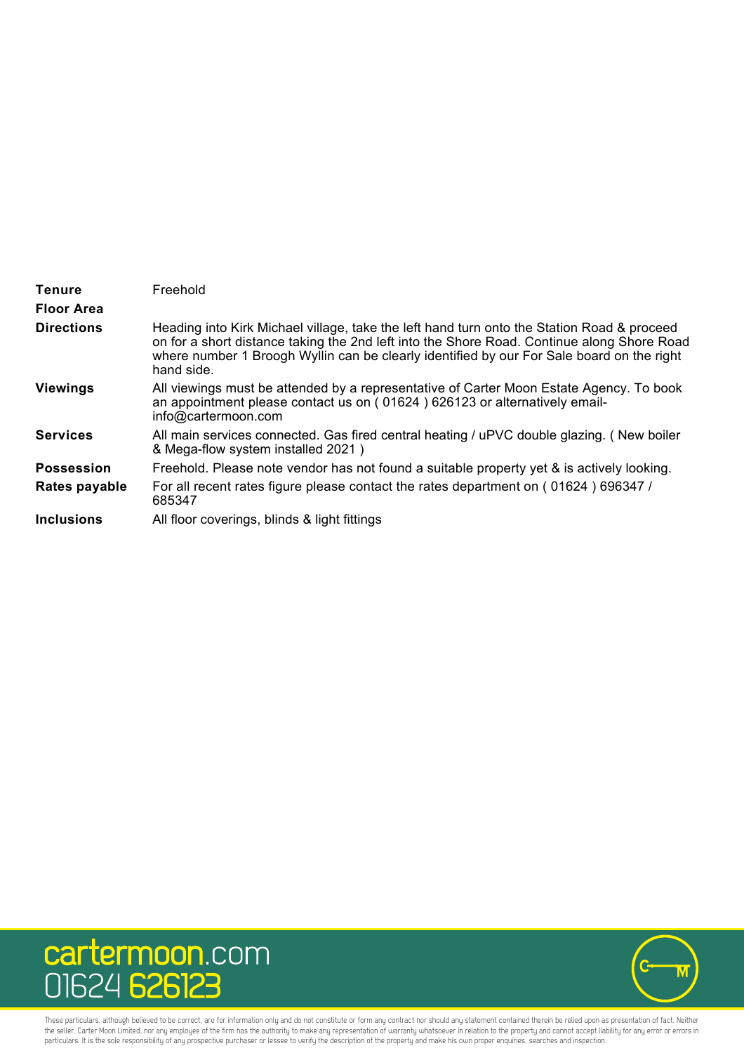| | |
|---|---|
| **Tenure** | Freehold |
| **Floor Area** | |
| **Directions** | Heading into Kirk Michael village, take the left hand turn onto the Station Road & proceed on for a short distance taking the 2nd left into the Shore Road. Continue along Shore Road where number 1 Broogh Wyllin can be clearly identified by our For Sale board on the right hand side. |
| **Viewings** | All viewings must be attended by a representative of Carter Moon Estate Agency. To book an appointment please contact us on ( 01624 ) 626123 or alternatively email- info@cartermoon.com |
| **Services** | All main services connected. Gas fired central heating / uPVC double glazing. ( New boiler & Mega-flow system installed 2021 ) |
| **Possession** | Freehold. Please note vendor has not found a suitable property yet & is actively looking. |
| **Rates payable** | For all recent rates figure please contact the rates department on ( 01624 ) 696347 / 685347 |
| **Inclusions** | All floor coverings, blinds & light fittings |

cartermoon.com
01624 626123

These particulars, although believed to be correct, are for information only and do not constitute or form any contract nor should any statement contained therein be relied upon as presentation of fact. Neither the seller, Carter Moon Limited, nor any employee of the firm has the authority to make any representation of warranty whatsoever in relation to the property and cannot accept liability for any error or errors in particulars. It is the sole responsibility of any prospective purchaser or lessee to verify the description of the property and make his own proper enquiries, searches and inspection.